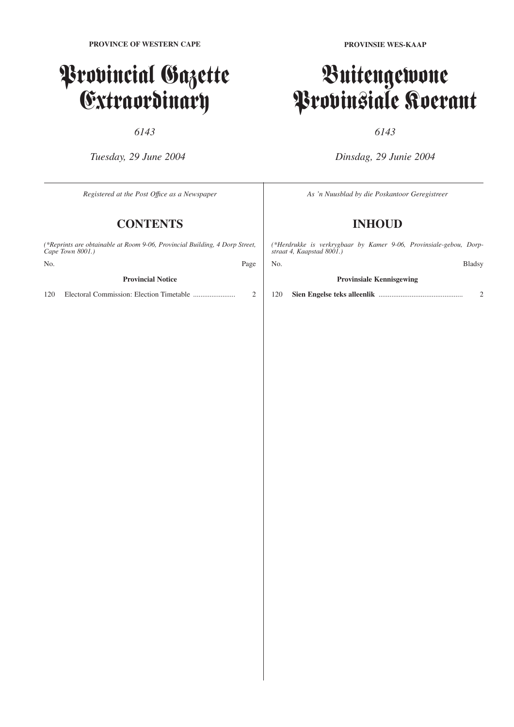**PROVINCE OF WESTERN CAPE**

# Provincial Gazette Extraordinary

*6143*

*Tuesday, 29 June 2004*

*Registered at the Post Office as a Newspaper*

## CONTENTS

*(\*Reprints are obtainable at Room 9-06, Provincial Building, 4 Dorp Street, Cape Town 8001.)*

| No. | | Page |
|---|---|---|
| | **Provincial Notice** | |
| 120 | Electoral Commission: Election Timetable ....................... | 2 |

**PROVINSIE WES-KAAP**

# Buitengewone Provinsiale Koerant

*6143*

*Dinsdag, 29 Junie 2004*

*As 'n Nuusblad by die Poskantoor Geregistreer*

## INHOUD

*(\*Herdrukke is verkrygbaar by Kamer 9-06, Provinsiale-gebou, Dorpstraat 4, Kaapstad 8001.)*

| No. | | Bladsy |
|---|---|---|
| | **Provinsiale Kennisgewing** | |
| 120 | **Sien Engelse teks alleenlik** .............................................. | 2 |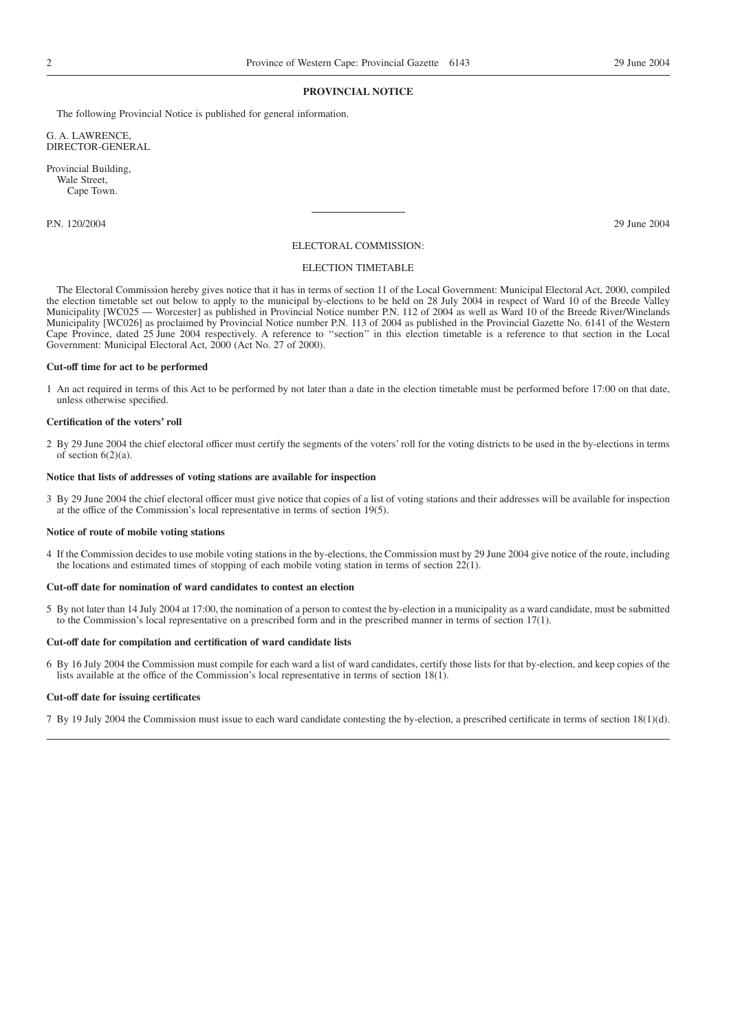## PROVINCIAL NOTICE

The following Provincial Notice is published for general information.

G. A. LAWRENCE,
DIRECTOR-GENERAL

Provincial Building,
Wale Street,
Cape Town.

---

P.N. 120/2004 29 June 2004

### ELECTORAL COMMISSION:

### ELECTION TIMETABLE

The Electoral Commission hereby gives notice that it has in terms of section 11 of the Local Government: Municipal Electoral Act, 2000, compiled the election timetable set out below to apply to the municipal by-elections to be held on 28 July 2004 in respect of Ward 10 of the Breede Valley Municipality [WC025 — Worcester] as published in Provincial Notice number P.N. 112 of 2004 as well as Ward 10 of the Breede River/Winelands Municipality [WC026] as proclaimed by Provincial Notice number P.N. 113 of 2004 as published in the Provincial Gazette No. 6141 of the Western Cape Province, dated 25 June 2004 respectively. A reference to ''section'' in this election timetable is a reference to that section in the Local Government: Municipal Electoral Act, 2000 (Act No. 27 of 2000).

**Cut-off time for act to be performed**

1 An act required in terms of this Act to be performed by not later than a date in the election timetable must be performed before 17:00 on that date, unless otherwise specified.

**Certification of the voters' roll**

2 By 29 June 2004 the chief electoral officer must certify the segments of the voters' roll for the voting districts to be used in the by-elections in terms of section 6(2)(a).

**Notice that lists of addresses of voting stations are available for inspection**

3 By 29 June 2004 the chief electoral officer must give notice that copies of a list of voting stations and their addresses will be available for inspection at the office of the Commission's local representative in terms of section 19(5).

**Notice of route of mobile voting stations**

4 If the Commission decides to use mobile voting stations in the by-elections, the Commission must by 29 June 2004 give notice of the route, including the locations and estimated times of stopping of each mobile voting station in terms of section 22(1).

**Cut-off date for nomination of ward candidates to contest an election**

5 By not later than 14 July 2004 at 17:00, the nomination of a person to contest the by-election in a municipality as a ward candidate, must be submitted to the Commission's local representative on a prescribed form and in the prescribed manner in terms of section 17(1).

**Cut-off date for compilation and certification of ward candidate lists**

6 By 16 July 2004 the Commission must compile for each ward a list of ward candidates, certify those lists for that by-election, and keep copies of the lists available at the office of the Commission's local representative in terms of section 18(1).

**Cut-off date for issuing certificates**

7 By 19 July 2004 the Commission must issue to each ward candidate contesting the by-election, a prescribed certificate in terms of section 18(1)(d).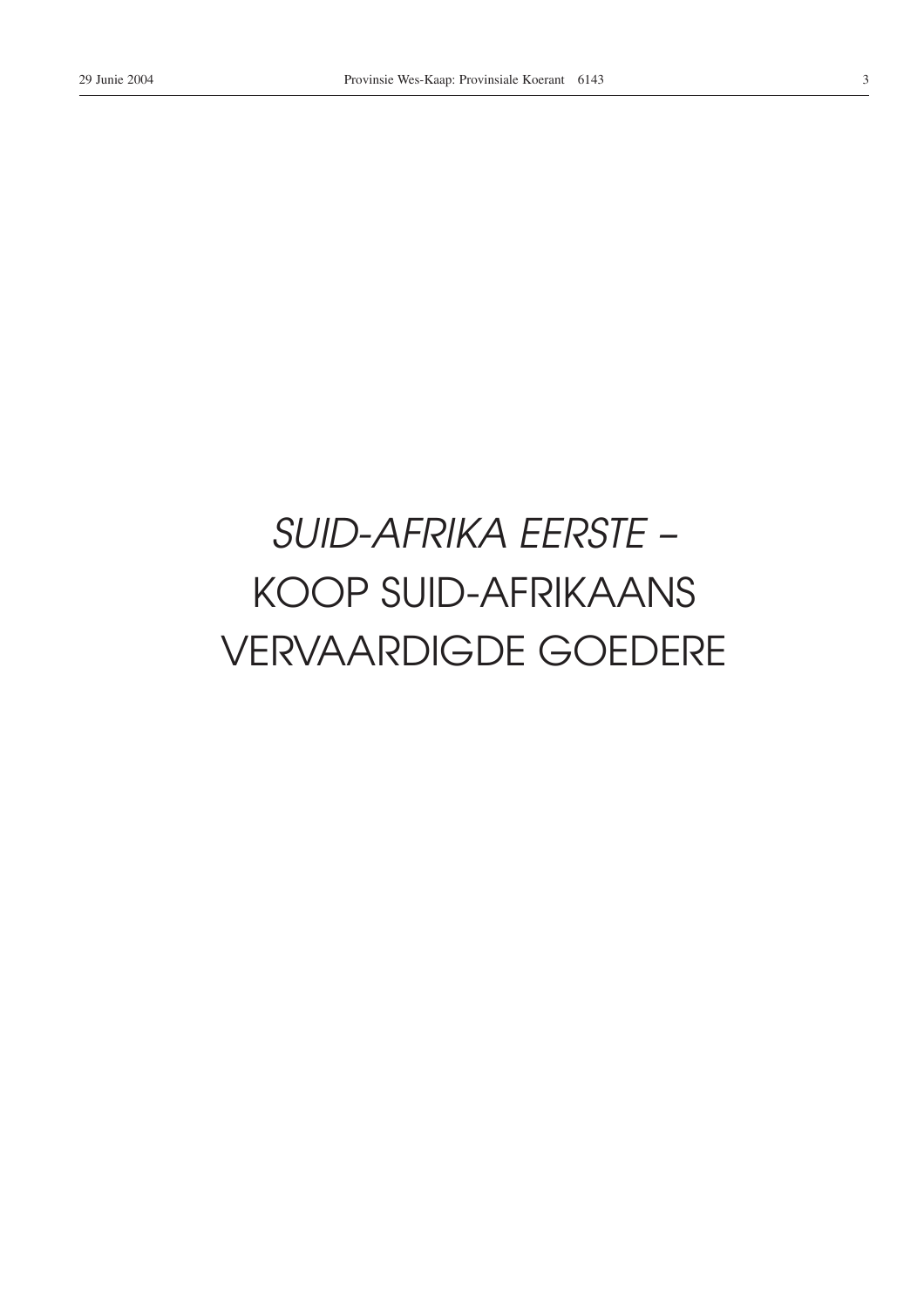*SUID-AFRIKA EERSTE* –

KOOP SUID-AFRIKAANS

VERVAARDIGDE GOEDERE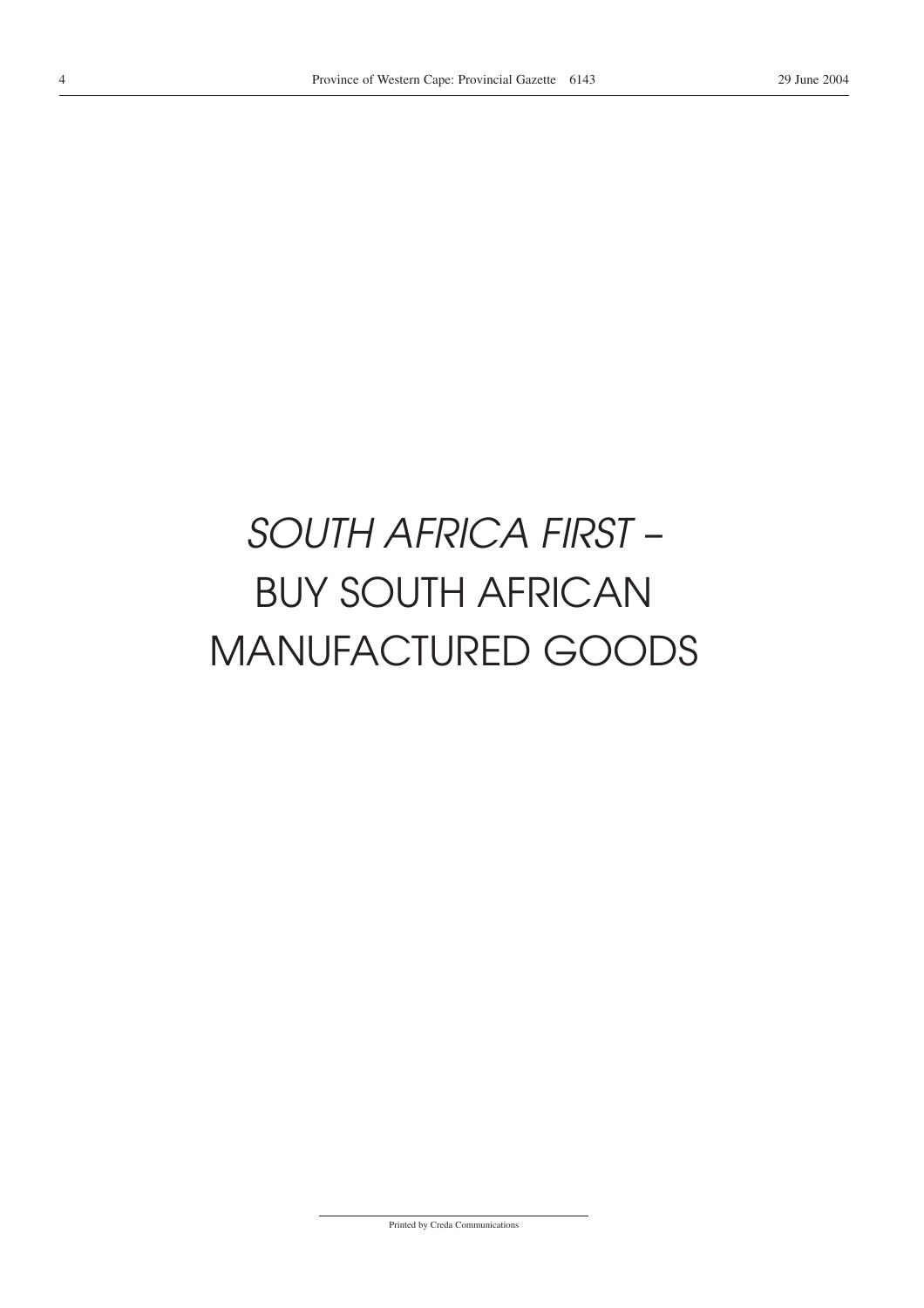*SOUTH AFRICA FIRST* –
BUY SOUTH AFRICAN
MANUFACTURED GOODS

Printed by Creda Communications